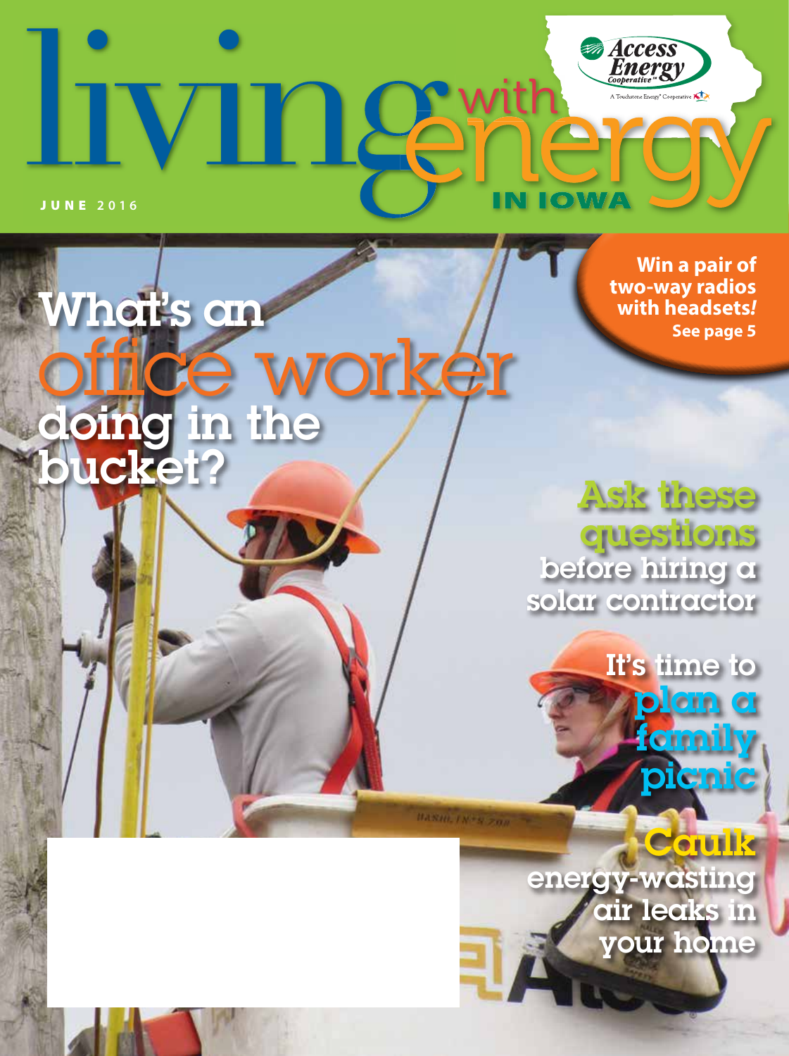# living with energy IN IOWA

Access Energy Cooperative

A Touchstone Energy® Cooperative

JUNE 2016

**Win a pair of two-way radios with headsets!** **See page 5**

## What's an office worker doing in the bucket?

## Ask these questions before hiring a solar contractor

## It's time to plan a family picnic

## Caulk energy-wasting air leaks in your home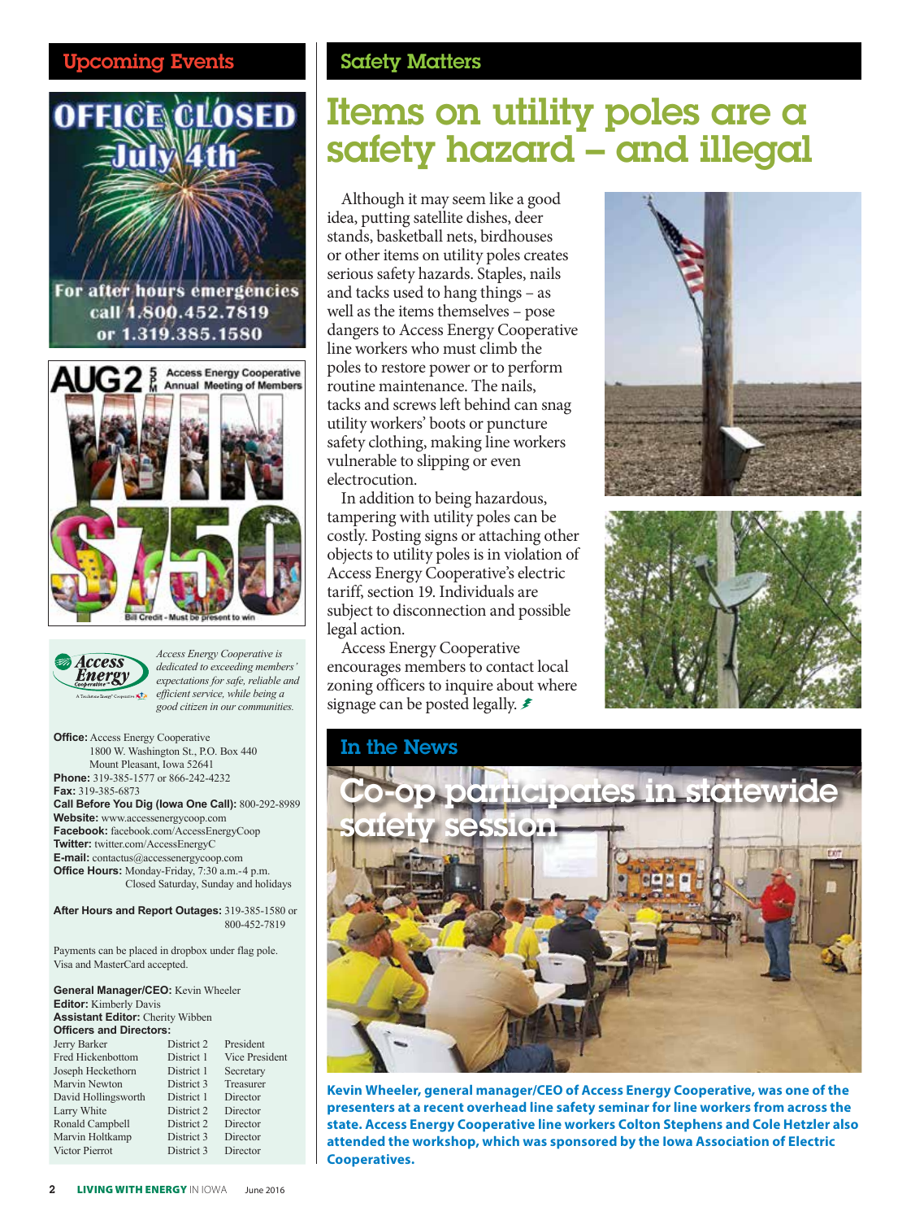## Upcoming Events

**OFFICE CLOSED July 4th**

For after hours emergencies call 1.800.452.7819 or 1.319.385.1580

**AUG 2** 5 PM Access Energy Cooperative Annual Meeting of Members

**WIN $750** Bill Credit - Must be present to win

*Access Energy Cooperative is dedicated to exceeding members' expectations for safe, reliable and efficient service, while being a good citizen in our communities.*

**Office:** Access Energy Cooperative
1800 W. Washington St., P.O. Box 440
Mount Pleasant, Iowa 52641
**Phone:** 319-385-1577 or 866-242-4232
**Fax:** 319-385-6873
**Call Before You Dig (Iowa One Call):** 800-292-8989
**Website:** www.accessenergycoop.com
**Facebook:** facebook.com/AccessEnergyCoop
**Twitter:** twitter.com/AccessEnergyC
**E-mail:** contactus@accessenergycoop.com
**Office Hours:** Monday-Friday, 7:30 a.m.-4 p.m.
Closed Saturday, Sunday and holidays

**After Hours and Report Outages:** 319-385-1580 or 800-452-7819

Payments can be placed in dropbox under flag pole. Visa and MasterCard accepted.

**General Manager/CEO:** Kevin Wheeler
**Editor:** Kimberly Davis
**Assistant Editor:** Cherity Wibben
**Officers and Directors:**

| | | |
|---|---|---|
| Jerry Barker | District 2 | President |
| Fred Hickenbottom | District 1 | Vice President |
| Joseph Heckethorn | District 1 | Secretary |
| Marvin Newton | District 3 | Treasurer |
| David Hollingsworth | District 1 | Director |
| Larry White | District 2 | Director |
| Ronald Campbell | District 2 | Director |
| Marvin Holtkamp | District 3 | Director |
| Victor Pierrot | District 3 | Director |

## Safety Matters

# Items on utility poles are a safety hazard – and illegal

Although it may seem like a good idea, putting satellite dishes, deer stands, basketball nets, birdhouses or other items on utility poles creates serious safety hazards. Staples, nails and tacks used to hang things – as well as the items themselves – pose dangers to Access Energy Cooperative line workers who must climb the poles to restore power or to perform routine maintenance. The nails, tacks and screws left behind can snag utility workers' boots or puncture safety clothing, making line workers vulnerable to slipping or even electrocution.

In addition to being hazardous, tampering with utility poles can be costly. Posting signs or attaching other objects to utility poles is in violation of Access Energy Cooperative's electric tariff, section 19. Individuals are subject to disconnection and possible legal action.

Access Energy Cooperative encourages members to contact local zoning officers to inquire about where signage can be posted legally.

## In the News

# Co-op participates in statewide safety session

**Kevin Wheeler, general manager/CEO of Access Energy Cooperative, was one of the presenters at a recent overhead line safety seminar for line workers from across the state. Access Energy Cooperative line workers Colton Stephens and Cole Hetzler also attended the workshop, which was sponsored by the Iowa Association of Electric Cooperatives.**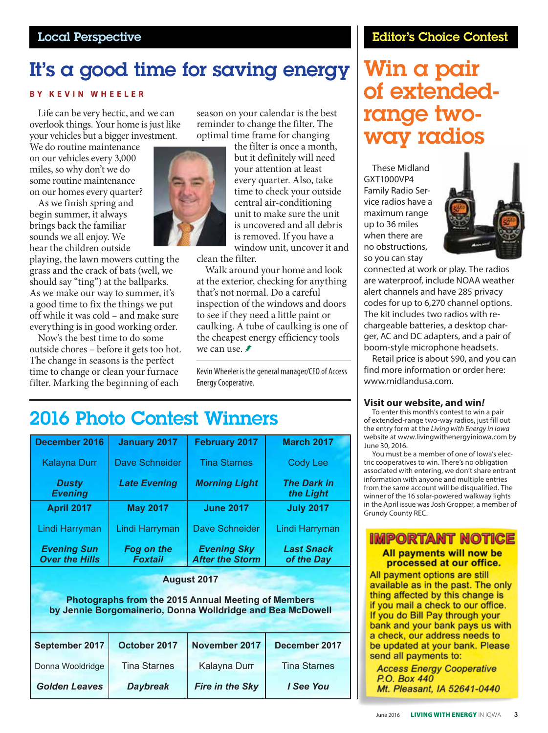## Local Perspective

# It's a good time for saving energy

**BY KEVIN WHEELER**

Life can be very hectic, and we can overlook things. Your home is just like your vehicles but a bigger investment. We do routine maintenance on our vehicles every 3,000 miles, so why don't we do some routine maintenance on our homes every quarter?

As we finish spring and begin summer, it always brings back the familiar sounds we all enjoy. We hear the children outside playing, the lawn mowers cutting the grass and the crack of bats (well, we should say "ting") at the ballparks. As we make our way to summer, it's a good time to fix the things we put off while it was cold – and make sure everything is in good working order.

Now's the best time to do some outside chores – before it gets too hot. The change in seasons is the perfect time to change or clean your furnace filter. Marking the beginning of each season on your calendar is the best reminder to change the filter. The optimal time frame for changing the filter is once a month, but it definitely will need your attention at least every quarter. Also, take time to check your outside central air-conditioning unit to make sure the unit is uncovered and all debris is removed. If you have a window unit, uncover it and clean the filter.

Walk around your home and look at the exterior, checking for anything that's not normal. Do a careful inspection of the windows and doors to see if they need a little paint or caulking. A tube of caulking is one of the cheapest energy efficiency tools we can use.

*Kevin Wheeler is the general manager/CEO of Access Energy Cooperative.*

## 2016 Photo Contest Winners

| December 2016 | January 2017 | February 2017 | March 2017 |
|---|---|---|---|
| Kalayna Durr | Dave Schneider | Tina Starnes | Cody Lee |
| ***Dusty Evening*** | ***Late Evening*** | ***Morning Light*** | ***The Dark in the Light*** |
| **April 2017** | **May 2017** | **June 2017** | **July 2017** |
| Lindi Harryman | Lindi Harryman | Dave Schneider | Lindi Harryman |
| ***Evening Sun Over the Hills*** | ***Fog on the Foxtail*** | ***Evening Sky After the Storm*** | ***Last Snack of the Day*** |
| **August 2017** | | | |
| **Photographs from the 2015 Annual Meeting of Members by Jennie Borgomainerio, Donna Wolldridge and Bea McDowell** | | | |
| **September 2017** | **October 2017** | **November 2017** | **December 2017** |
| Donna Wooldridge | Tina Starnes | Kalayna Durr | Tina Starnes |
| ***Golden Leaves*** | ***Daybreak*** | ***Fire in the Sky*** | ***I See You*** |

## Editor's Choice Contest

# Win a pair of extended-range two-way radios

These Midland GXT1000VP4 Family Radio Service radios have a maximum range up to 36 miles when there are no obstructions, so you can stay connected at work or play. The radios are waterproof, include NOAA weather alert channels and have 285 privacy codes for up to 6,270 channel options. The kit includes two radios with rechargeable batteries, a desktop charger, AC and DC adapters, and a pair of boom-style microphone headsets.

Retail price is about $90, and you can find more information or order here: www.midlandusa.com.

### Visit our website, and win*!*

To enter this month's contest to win a pair of extended-range two-way radios, just fill out the entry form at the *Living with Energy in Iowa* website at www.livingwithenergyiniowa.com by June 30, 2016.

You must be a member of one of Iowa's electric cooperatives to win. There's no obligation associated with entering, we don't share entrant information with anyone and multiple entries from the same account will be disqualified. The winner of the 16 solar-powered walkway lights in the April issue was Josh Gropper, a member of Grundy County REC.

## IMPORTANT NOTICE

**All payments will now be processed at our office.**

All payment options are still available as in the past. The only thing affected by this change is if you mail a check to our office. If you do Bill Pay through your bank and your bank pays us with a check, our address needs to be updated at your bank. Please send all payments to:

*Access Energy Cooperative*
*P.O. Box 440*
*Mt. Pleasant, IA 52641-0440*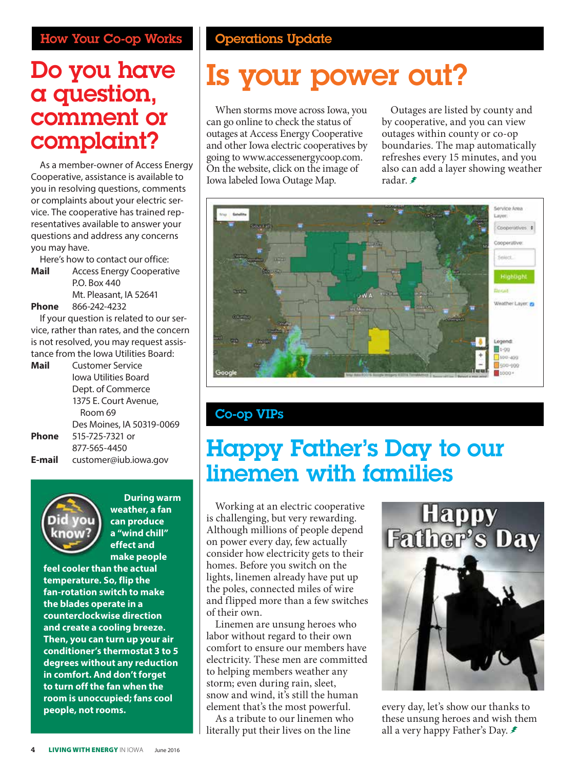## How Your Co-op Works

# Do you have a question, comment or complaint?

As a member-owner of Access Energy Cooperative, assistance is available to you in resolving questions, comments or complaints about your electric service. The cooperative has trained representatives available to answer your questions and address any concerns you may have.

Here's how to contact our office:

**Mail** Access Energy Cooperative
P.O. Box 440
Mt. Pleasant, IA 52641

**Phone** 866-242-4232

If your question is related to our service, rather than rates, and the concern is not resolved, you may request assistance from the Iowa Utilities Board:

**Mail** Customer Service
Iowa Utilities Board
Dept. of Commerce
1375 E. Court Avenue,
Room 69
Des Moines, IA 50319-0069

**Phone** 515-725-7321 or
877-565-4450

**E-mail** customer@iub.iowa.gov

**Did you know?**

**During warm weather, a fan can produce a "wind chill" effect and make people feel cooler than the actual temperature. So, flip the fan-rotation switch to make the blades operate in a counterclockwise direction and create a cooling breeze. Then, you can turn up your air conditioner's thermostat 3 to 5 degrees without any reduction in comfort. And don't forget to turn off the fan when the room is unoccupied; fans cool people, not rooms.**

## Operations Update

# Is your power out?

When storms move across Iowa, you can go online to check the status of outages at Access Energy Cooperative and other Iowa electric cooperatives by going to www.accessenergycoop.com. On the website, click on the image of Iowa labeled Iowa Outage Map.

Outages are listed by county and by cooperative, and you can view outages within county or co-op boundaries. The map automatically refreshes every 15 minutes, and you also can add a layer showing weather radar.

## Co-op VIPs

# Happy Father's Day to our linemen with families

Working at an electric cooperative is challenging, but very rewarding. Although millions of people depend on power every day, few actually consider how electricity gets to their homes. Before you switch on the lights, linemen already have put up the poles, connected miles of wire and flipped more than a few switches of their own.

Linemen are unsung heroes who labor without regard to their own comfort to ensure our members have electricity. These men are committed to helping members weather any storm; even during rain, sleet, snow and wind, it's still the human element that's the most powerful.

As a tribute to our linemen who literally put their lives on the line every day, let's show our thanks to these unsung heroes and wish them all a very happy Father's Day.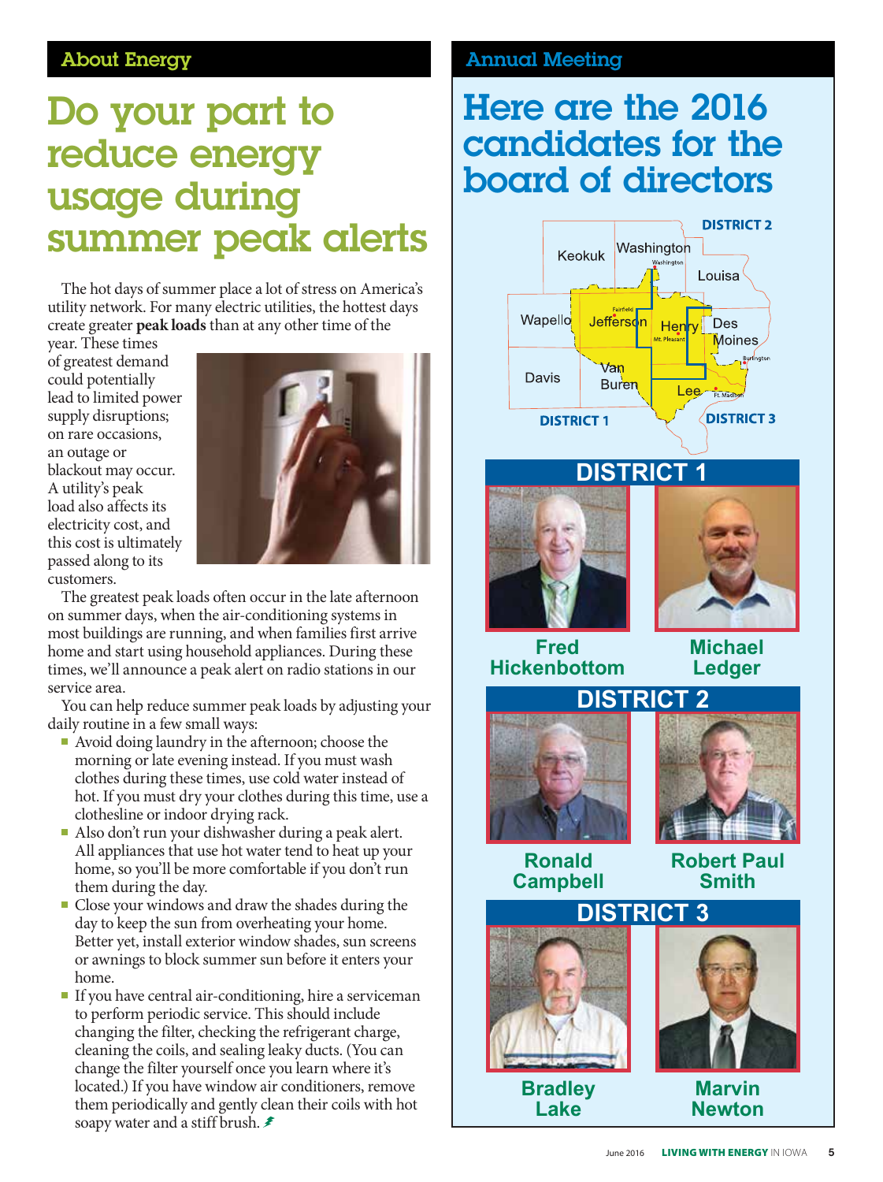About Energy

# Do your part to reduce energy usage during summer peak alerts

The hot days of summer place a lot of stress on America's utility network. For many electric utilities, the hottest days create greater **peak loads** than at any other time of the year. These times of greatest demand could potentially lead to limited power supply disruptions; on rare occasions, an outage or blackout may occur. A utility's peak load also affects its electricity cost, and this cost is ultimately passed along to its customers.

The greatest peak loads often occur in the late afternoon on summer days, when the air-conditioning systems in most buildings are running, and when families first arrive home and start using household appliances. During these times, we'll announce a peak alert on radio stations in our service area.

You can help reduce summer peak loads by adjusting your daily routine in a few small ways:

- Avoid doing laundry in the afternoon; choose the morning or late evening instead. If you must wash clothes during these times, use cold water instead of hot. If you must dry your clothes during this time, use a clothesline or indoor drying rack.
- Also don't run your dishwasher during a peak alert. All appliances that use hot water tend to heat up your home, so you'll be more comfortable if you don't run them during the day.
- Close your windows and draw the shades during the day to keep the sun from overheating your home. Better yet, install exterior window shades, sun screens or awnings to block summer sun before it enters your home.
- If you have central air-conditioning, hire a serviceman to perform periodic service. This should include changing the filter, checking the refrigerant charge, cleaning the coils, and sealing leaky ducts. (You can change the filter yourself once you learn where it's located.) If you have window air conditioners, remove them periodically and gently clean their coils with hot soapy water and a stiff brush.

Annual Meeting

# Here are the 2016 candidates for the board of directors

DISTRICT 2
Keokuk
Washington
Washington
Louisa
Wapello
Fairfield
Jefferson
Henry
Mt. Pleasant
Des Moines
Burlington
Davis
Van Buren
Lee
Ft. Madison
DISTRICT 1
DISTRICT 3

## DISTRICT 1

Fred Hickenbottom

Michael Ledger

## DISTRICT 2

Ronald Campbell

Robert Paul Smith

## DISTRICT 3

Bradley Lake

Marvin Newton